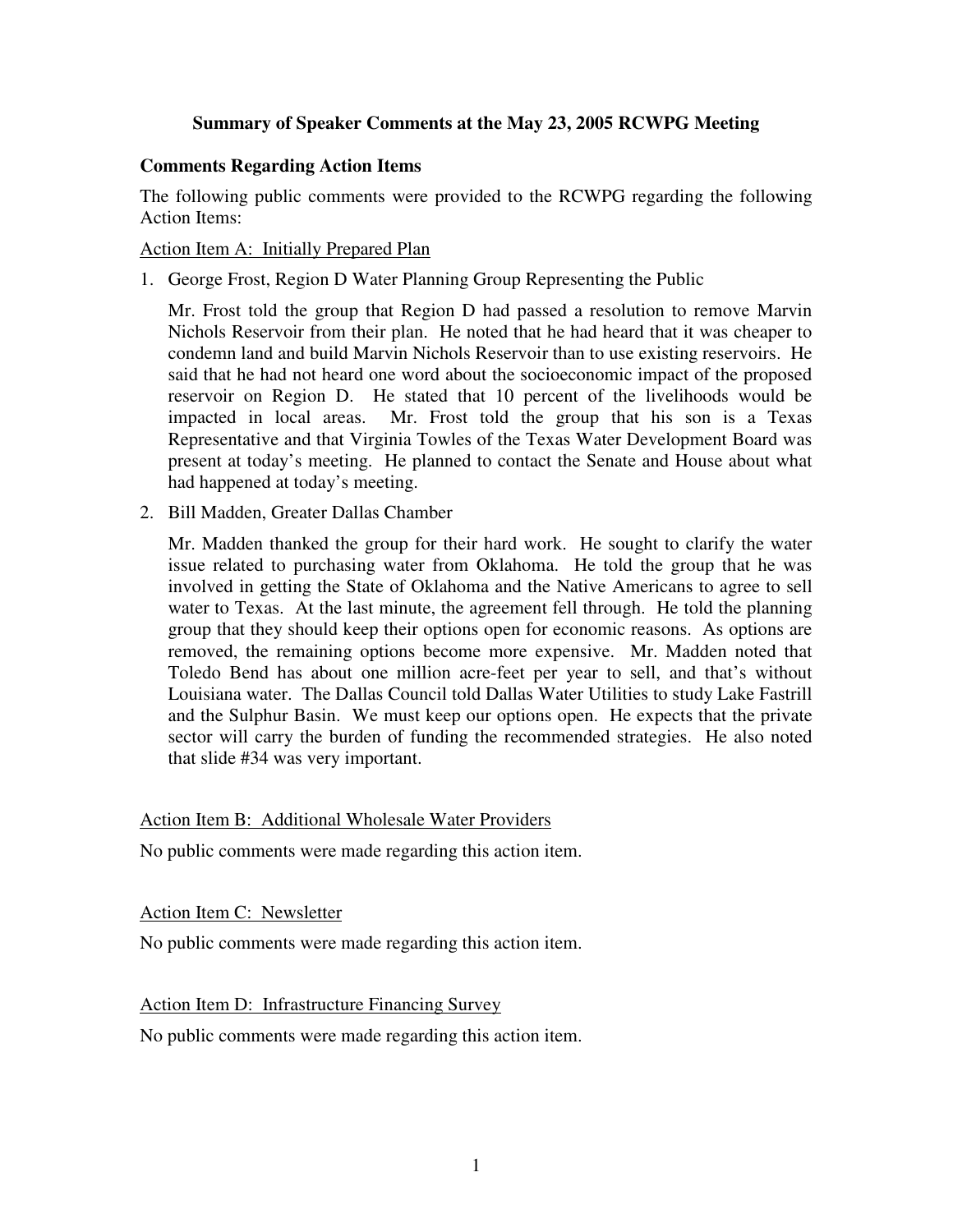# Summary of Speaker Comments at the May 23, 2005 RCWPG Meeting

## Comments Regarding Action Items

The following public comments were provided to the RCWPG regarding the following Action Items:

<u>Action Item A: Initially Prepared Plan</u>

1. George Frost, Region D Water Planning Group Representing the Public

   Mr. Frost told the group that Region D had passed a resolution to remove Marvin Nichols Reservoir from their plan. He noted that he had heard that it was cheaper to condemn land and build Marvin Nichols Reservoir than to use existing reservoirs. He said that he had not heard one word about the socioeconomic impact of the proposed reservoir on Region D. He stated that 10 percent of the livelihoods would be impacted in local areas. Mr. Frost told the group that his son is a Texas Representative and that Virginia Towles of the Texas Water Development Board was present at today's meeting. He planned to contact the Senate and House about what had happened at today's meeting.

2. Bill Madden, Greater Dallas Chamber

   Mr. Madden thanked the group for their hard work. He sought to clarify the water issue related to purchasing water from Oklahoma. He told the group that he was involved in getting the State of Oklahoma and the Native Americans to agree to sell water to Texas. At the last minute, the agreement fell through. He told the planning group that they should keep their options open for economic reasons. As options are removed, the remaining options become more expensive. Mr. Madden noted that Toledo Bend has about one million acre-feet per year to sell, and that's without Louisiana water. The Dallas Council told Dallas Water Utilities to study Lake Fastrill and the Sulphur Basin. We must keep our options open. He expects that the private sector will carry the burden of funding the recommended strategies. He also noted that slide #34 was very important.

<u>Action Item B: Additional Wholesale Water Providers</u>

No public comments were made regarding this action item.

<u>Action Item C: Newsletter</u>

No public comments were made regarding this action item.

<u>Action Item D: Infrastructure Financing Survey</u>

No public comments were made regarding this action item.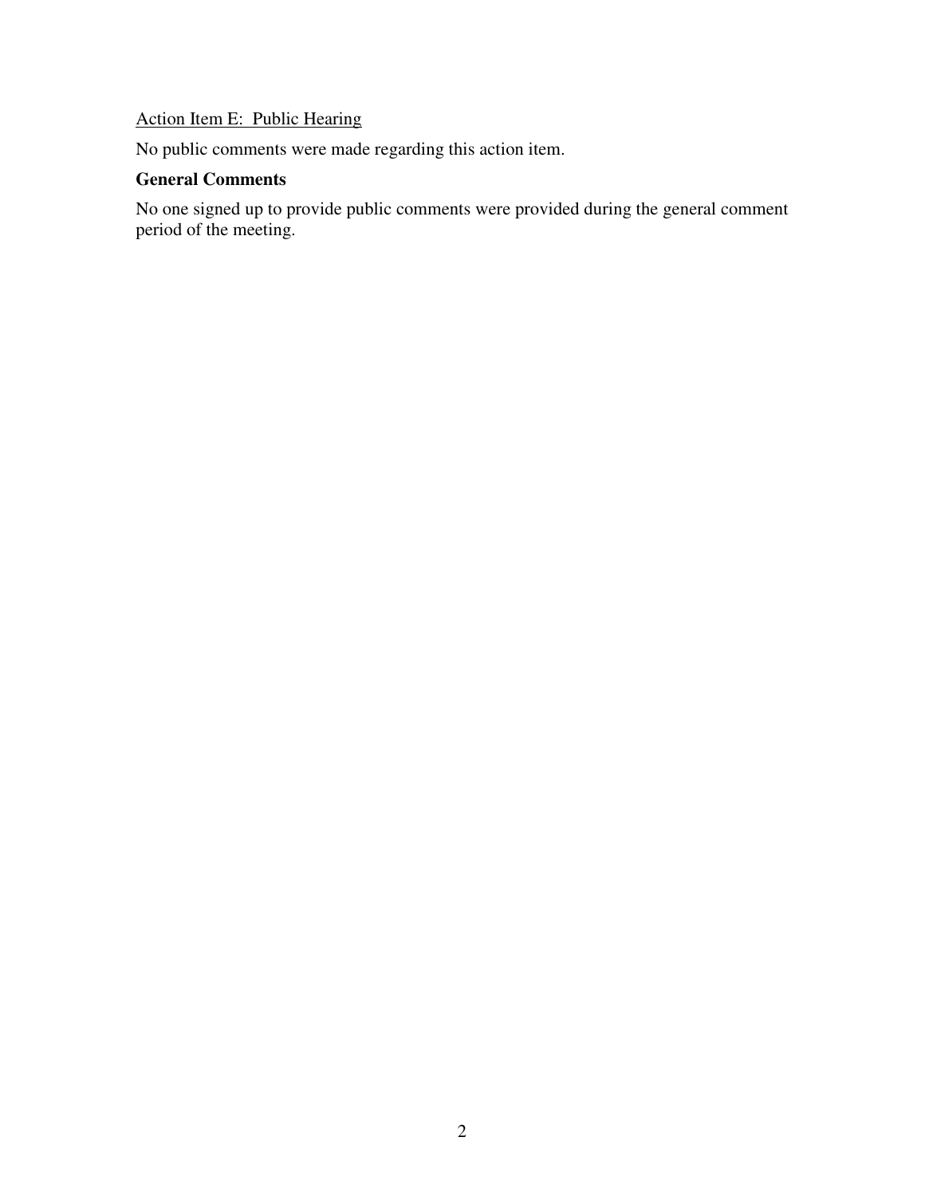Action Item E: Public Hearing

No public comments were made regarding this action item.

**General Comments**

No one signed up to provide public comments were provided during the general comment period of the meeting.